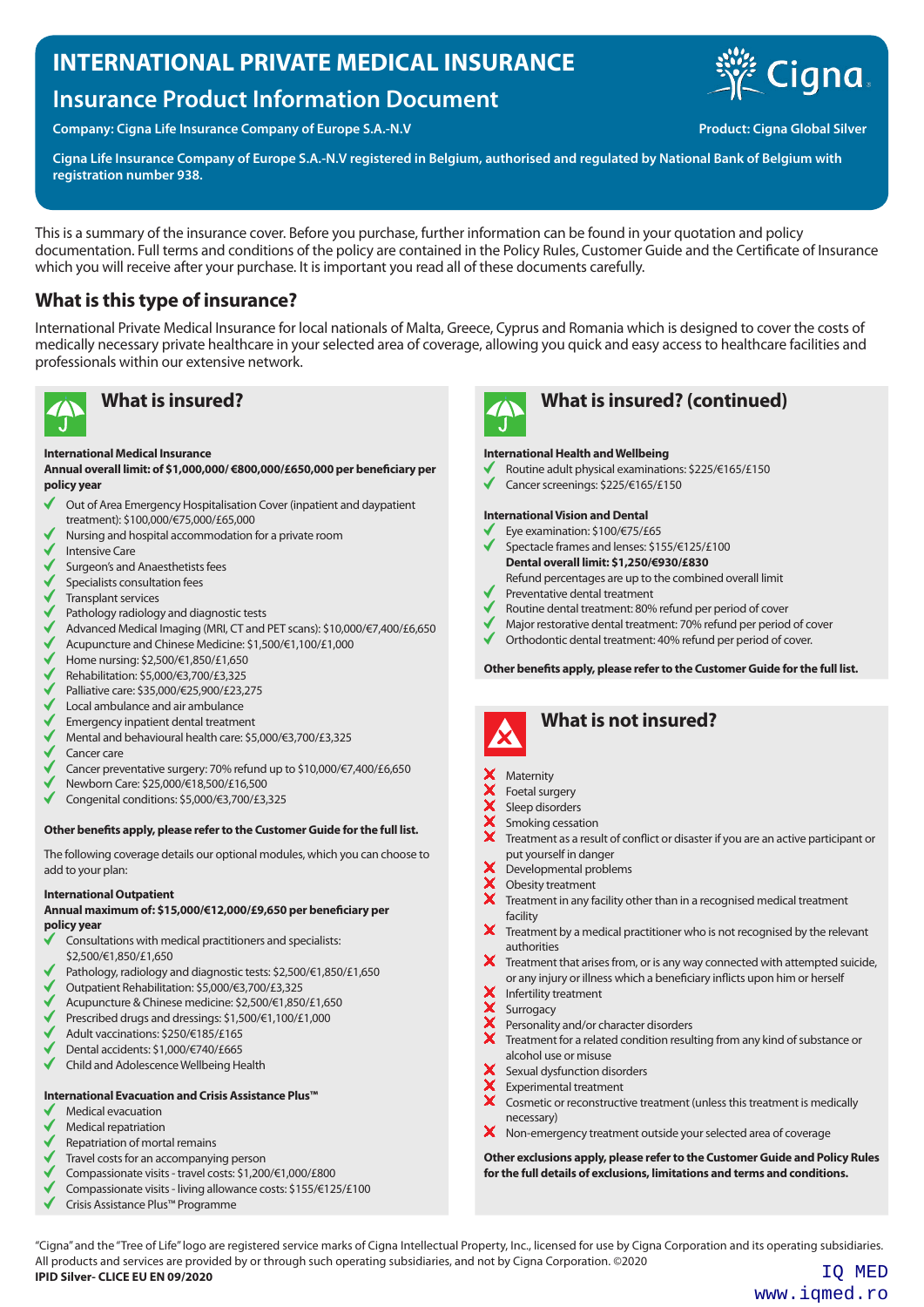# INTERNATIONAL PRIVATE MEDICAL INSURANCE

## Insurance Product Information Document

**Company: Cigna Life Insurance Company of Europe S.A.-N.V**

**Product: Cigna Global Silver**

**Cigna Life Insurance Company of Europe S.A.-N.V registered in Belgium, authorised and regulated by National Bank of Belgium with registration number 938.**

This is a summary of the insurance cover. Before you purchase, further information can be found in your quotation and policy documentation. Full terms and conditions of the policy are contained in the Policy Rules, Customer Guide and the Certificate of Insurance which you will receive after your purchase. It is important you read all of these documents carefully.

## What is this type of insurance?

International Private Medical Insurance for local nationals of Malta, Greece, Cyprus and Romania which is designed to cover the costs of medically necessary private healthcare in your selected area of coverage, allowing you quick and easy access to healthcare facilities and professionals within our extensive network.

## What is insured?

**International Medical Insurance**

**Annual overall limit: of $1,000,000/ €800,000/£650,000 per beneficiary per policy year**

- ✓ Out of Area Emergency Hospitalisation Cover (inpatient and daypatient treatment): $100,000/€75,000/£65,000
- ✓ Nursing and hospital accommodation for a private room
- ✓ Intensive Care
- ✓ Surgeon's and Anaesthetists fees
- ✓ Specialists consultation fees
- ✓ Transplant services
- ✓ Pathology radiology and diagnostic tests
- ✓ Advanced Medical Imaging (MRI, CT and PET scans): $10,000/€7,400/£6,650
- ✓ Acupuncture and Chinese Medicine: $1,500/€1,100/£1,000
- ✓ Home nursing: $2,500/€1,850/£1,650
- ✓ Rehabilitation: $5,000/€3,700/£3,325
- ✓ Palliative care: $35,000/€25,900/£23,275
- ✓ Local ambulance and air ambulance
- ✓ Emergency inpatient dental treatment
- ✓ Mental and behavioural health care: $5,000/€3,700/£3,325
- ✓ Cancer care
- ✓ Cancer preventative surgery: 70% refund up to $10,000/€7,400/£6,650
- ✓ Newborn Care: $25,000/€18,500/£16,500
- ✓ Congenital conditions: $5,000/€3,700/£3,325

**Other benefits apply, please refer to the Customer Guide for the full list.**

The following coverage details our optional modules, which you can choose to add to your plan:

**International Outpatient**

**Annual maximum of: $15,000/€12,000/£9,650 per beneficiary per policy year**

- ✓ Consultations with medical practitioners and specialists: $2,500/€1,850/£1,650
- ✓ Pathology, radiology and diagnostic tests: $2,500/€1,850/£1,650
- ✓ Outpatient Rehabilitation: $5,000/€3,700/£3,325
- ✓ Acupuncture & Chinese medicine: $2,500/€1,850/£1,650
- ✓ Prescribed drugs and dressings: $1,500/€1,100/£1,000
- ✓ Adult vaccinations: $250/€185/£165
- ✓ Dental accidents: $1,000/€740/£665
- ✓ Child and Adolescence Wellbeing Health

**International Evacuation and Crisis Assistance Plus™**

- ✓ Medical evacuation
- ✓ Medical repatriation
- ✓ Repatriation of mortal remains
- ✓ Travel costs for an accompanying person
- ✓ Compassionate visits - travel costs: $1,200/€1,000/£800
- ✓ Compassionate visits - living allowance costs: $155/€125/£100
- ✓ Crisis Assistance Plus™ Programme

## What is insured? (continued)

**International Health and Wellbeing**

- ✓ Routine adult physical examinations: $225/€165/£150
- ✓ Cancer screenings: $225/€165/£150

**International Vision and Dental**

- ✓ Eye examination: $100/€75/£65
- ✓ Spectacle frames and lenses: $155/€125/£100

**Dental overall limit: $1,250/€930/£830**

Refund percentages are up to the combined overall limit

- ✓ Preventative dental treatment
- ✓ Routine dental treatment: 80% refund per period of cover
- ✓ Major restorative dental treatment: 70% refund per period of cover
- ✓ Orthodontic dental treatment: 40% refund per period of cover.

**Other benefits apply, please refer to the Customer Guide for the full list.**

## What is not insured?

- ✗ Maternity
- ✗ Foetal surgery
- ✗ Sleep disorders
- ✗ Smoking cessation
- ✗ Treatment as a result of conflict or disaster if you are an active participant or put yourself in danger
- ✗ Developmental problems
- ✗ Obesity treatment
- ✗ Treatment in any facility other than in a recognised medical treatment facility
- ✗ Treatment by a medical practitioner who is not recognised by the relevant authorities
- ✗ Treatment that arises from, or is any way connected with attempted suicide, or any injury or illness which a beneficiary inflicts upon him or herself
- ✗ Infertility treatment
- ✗ Surrogacy
- ✗ Personality and/or character disorders
- ✗ Treatment for a related condition resulting from any kind of substance or alcohol use or misuse
- ✗ Sexual dysfunction disorders
- ✗ Experimental treatment
- ✗ Cosmetic or reconstructive treatment (unless this treatment is medically necessary)
- ✗ Non-emergency treatment outside your selected area of coverage

**Other exclusions apply, please refer to the Customer Guide and Policy Rules for the full details of exclusions, limitations and terms and conditions.**

"Cigna" and the "Tree of Life" logo are registered service marks of Cigna Intellectual Property, Inc., licensed for use by Cigna Corporation and its operating subsidiaries. All products and services are provided by or through such operating subsidiaries, and not by Cigna Corporation. ©2020

**IPID Silver- CLICE EU EN 09/2020**

IQ MED
www.iqmed.ro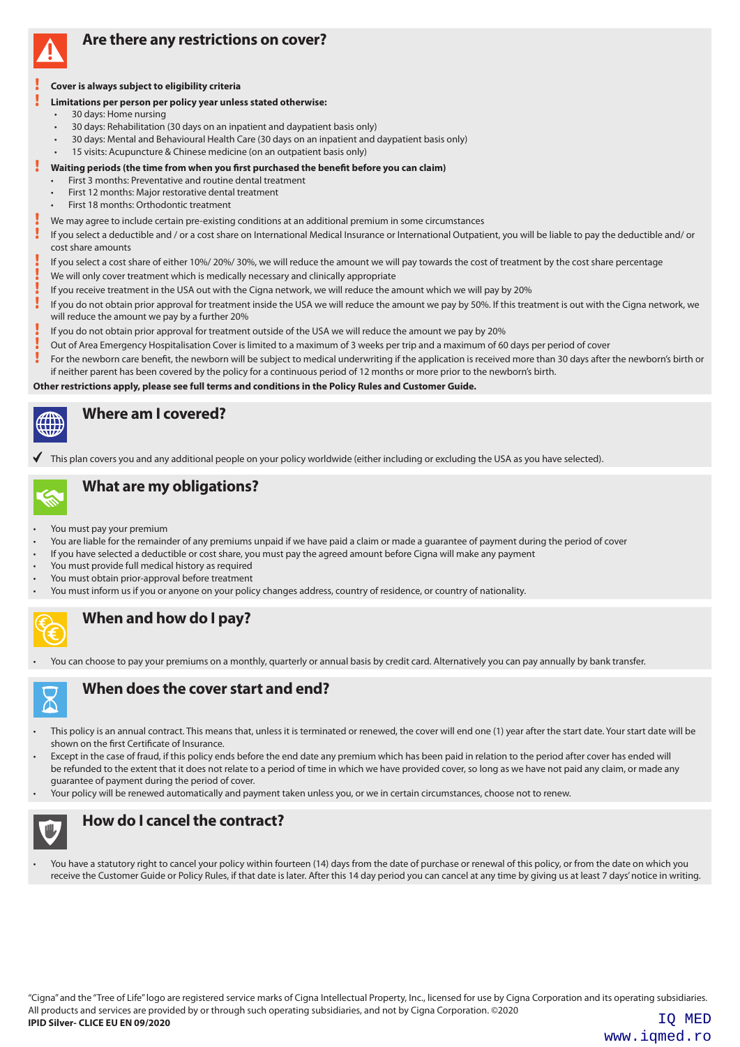## Are there any restrictions on cover?

- **Cover is always subject to eligibility criteria**
- **Limitations per person per policy year unless stated otherwise:**
  - 30 days: Home nursing
  - 30 days: Rehabilitation (30 days on an inpatient and daypatient basis only)
  - 30 days: Mental and Behavioural Health Care (30 days on an inpatient and daypatient basis only)
  - 15 visits: Acupuncture & Chinese medicine (on an outpatient basis only)
- **Waiting periods (the time from when you first purchased the benefit before you can claim)**
  - First 3 months: Preventative and routine dental treatment
  - First 12 months: Major restorative dental treatment
  - First 18 months: Orthodontic treatment
- We may agree to include certain pre-existing conditions at an additional premium in some circumstances
- If you select a deductible and / or a cost share on International Medical Insurance or International Outpatient, you will be liable to pay the deductible and/ or cost share amounts
- If you select a cost share of either 10%/ 20%/ 30%, we will reduce the amount we will pay towards the cost of treatment by the cost share percentage
- We will only cover treatment which is medically necessary and clinically appropriate
- If you receive treatment in the USA out with the Cigna network, we will reduce the amount which we will pay by 20%
- If you do not obtain prior approval for treatment inside the USA we will reduce the amount we pay by 50%. If this treatment is out with the Cigna network, we will reduce the amount we pay by a further 20%
- If you do not obtain prior approval for treatment outside of the USA we will reduce the amount we pay by 20%
- Out of Area Emergency Hospitalisation Cover is limited to a maximum of 3 weeks per trip and a maximum of 60 days per period of cover
- For the newborn care benefit, the newborn will be subject to medical underwriting if the application is received more than 30 days after the newborn's birth or if neither parent has been covered by the policy for a continuous period of 12 months or more prior to the newborn's birth.

**Other restrictions apply, please see full terms and conditions in the Policy Rules and Customer Guide.**

## Where am I covered?

- ✓ This plan covers you and any additional people on your policy worldwide (either including or excluding the USA as you have selected).

## What are my obligations?

- You must pay your premium
- You are liable for the remainder of any premiums unpaid if we have paid a claim or made a guarantee of payment during the period of cover
- If you have selected a deductible or cost share, you must pay the agreed amount before Cigna will make any payment
- You must provide full medical history as required
- You must obtain prior-approval before treatment
- You must inform us if you or anyone on your policy changes address, country of residence, or country of nationality.

## When and how do I pay?

- You can choose to pay your premiums on a monthly, quarterly or annual basis by credit card. Alternatively you can pay annually by bank transfer.

## When does the cover start and end?

- This policy is an annual contract. This means that, unless it is terminated or renewed, the cover will end one (1) year after the start date. Your start date will be shown on the first Certificate of Insurance.
- Except in the case of fraud, if this policy ends before the end date any premium which has been paid in relation to the period after cover has ended will be refunded to the extent that it does not relate to a period of time in which we have provided cover, so long as we have not paid any claim, or made any guarantee of payment during the period of cover.
- Your policy will be renewed automatically and payment taken unless you, or we in certain circumstances, choose not to renew.

## How do I cancel the contract?

- You have a statutory right to cancel your policy within fourteen (14) days from the date of purchase or renewal of this policy, or from the date on which you receive the Customer Guide or Policy Rules, if that date is later. After this 14 day period you can cancel at any time by giving us at least 7 days' notice in writing.

"Cigna" and the "Tree of Life" logo are registered service marks of Cigna Intellectual Property, Inc., licensed for use by Cigna Corporation and its operating subsidiaries. All products and services are provided by or through such operating subsidiaries, and not by Cigna Corporation. ©2020

**IPID Silver- CLICE EU EN 09/2020**

IQ MED
www.iqmed.ro